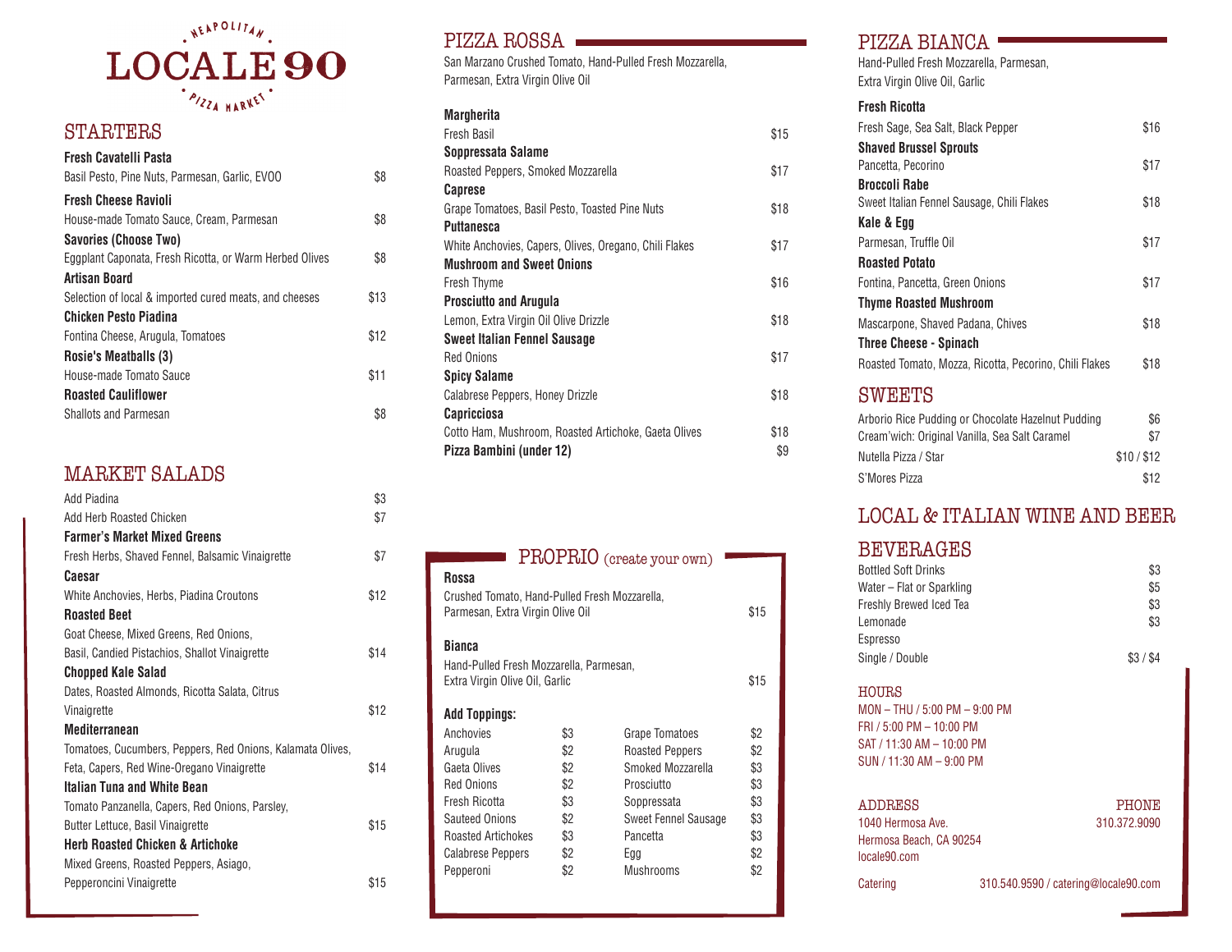# LOCALE 90

NEAPOLITAN PIZZA MARKET

## STARTERS

**Fresh Cavatelli Pasta**
Basil Pesto, Pine Nuts, Parmesan, Garlic, EVOO — $8

**Fresh Cheese Ravioli**
House-made Tomato Sauce, Cream, Parmesan — $8

**Savories (Choose Two)**
Eggplant Caponata, Fresh Ricotta, or Warm Herbed Olives — $8

**Artisan Board**
Selection of local & imported cured meats, and cheeses — $13

**Chicken Pesto Piadina**
Fontina Cheese, Arugula, Tomatoes — $12

**Rosie's Meatballs (3)**
House-made Tomato Sauce — $11

**Roasted Cauliflower**
Shallots and Parmesan — $8

## MARKET SALADS

Add Piadina — $3
Add Herb Roasted Chicken — $7

**Farmer's Market Mixed Greens**
Fresh Herbs, Shaved Fennel, Balsamic Vinaigrette — $7

**Caesar**
White Anchovies, Herbs, Piadina Croutons — $12

**Roasted Beet**
Goat Cheese, Mixed Greens, Red Onions, Basil, Candied Pistachios, Shallot Vinaigrette — $14

**Chopped Kale Salad**
Dates, Roasted Almonds, Ricotta Salata, Citrus Vinaigrette — $12

**Mediterranean**
Tomatoes, Cucumbers, Peppers, Red Onions, Kalamata Olives, Feta, Capers, Red Wine-Oregano Vinaigrette — $14

**Italian Tuna and White Bean**
Tomato Panzanella, Capers, Red Onions, Parsley, Butter Lettuce, Basil Vinaigrette — $15

**Herb Roasted Chicken & Artichoke**
Mixed Greens, Roasted Peppers, Asiago, Pepperoncini Vinaigrette — $15

## PIZZA ROSSA

San Marzano Crushed Tomato, Hand-Pulled Fresh Mozzarella, Parmesan, Extra Virgin Olive Oil

**Margherita**
Fresh Basil — $15

**Soppressata Salame**
Roasted Peppers, Smoked Mozzarella — $17

**Caprese**
Grape Tomatoes, Basil Pesto, Toasted Pine Nuts — $18

**Puttanesca**
White Anchovies, Capers, Olives, Oregano, Chili Flakes — $17

**Mushroom and Sweet Onions**
Fresh Thyme — $16

**Prosciutto and Arugula**
Lemon, Extra Virgin Oil Olive Drizzle — $18

**Sweet Italian Fennel Sausage**
Red Onions — $17

**Spicy Salame**
Calabrese Peppers, Honey Drizzle — $18

**Capricciosa**
Cotto Ham, Mushroom, Roasted Artichoke, Gaeta Olives — $18

**Pizza Bambini (under 12)** — $9

## PROPRIO (create your own)

**Rossa**
Crushed Tomato, Hand-Pulled Fresh Mozzarella, Parmesan, Extra Virgin Olive Oil — $15

**Bianca**
Hand-Pulled Fresh Mozzarella, Parmesan, Extra Virgin Olive Oil, Garlic — $15

**Add Toppings:**

| Topping | Price | Topping | Price |
|---|---|---|---|
| Anchovies | $3 | Grape Tomatoes | $2 |
| Arugula | $2 | Roasted Peppers | $2 |
| Gaeta Olives | $2 | Smoked Mozzarella | $3 |
| Red Onions | $2 | Prosciutto | $3 |
| Fresh Ricotta | $3 | Soppressata | $3 |
| Sauteed Onions | $2 | Sweet Fennel Sausage | $3 |
| Roasted Artichokes | $3 | Pancetta | $3 |
| Calabrese Peppers | $2 | Egg | $2 |
| Pepperoni | $2 | Mushrooms | $2 |

## PIZZA BIANCA

Hand-Pulled Fresh Mozzarella, Parmesan, Extra Virgin Olive Oil, Garlic

**Fresh Ricotta**
Fresh Sage, Sea Salt, Black Pepper — $16

**Shaved Brussel Sprouts**
Pancetta, Pecorino — $17

**Broccoli Rabe**
Sweet Italian Fennel Sausage, Chili Flakes — $18

**Kale & Egg**
Parmesan, Truffle Oil — $17

**Roasted Potato**
Fontina, Pancetta, Green Onions — $17

**Thyme Roasted Mushroom**
Mascarpone, Shaved Padana, Chives — $18

**Three Cheese - Spinach**
Roasted Tomato, Mozza, Ricotta, Pecorino, Chili Flakes — $18

## SWEETS

Arborio Rice Pudding or Chocolate Hazelnut Pudding — $6
Cream'wich: Original Vanilla, Sea Salt Caramel — $7
Nutella Pizza / Star — $10 / $12
S'Mores Pizza — $12

## LOCAL & ITALIAN WINE AND BEER

## BEVERAGES

Bottled Soft Drinks — $3
Water – Flat or Sparkling — $5
Freshly Brewed Iced Tea — $3
Lemonade — $3
Espresso
Single / Double — $3 / $4

### HOURS

MON – THU / 5:00 PM – 9:00 PM
FRI / 5:00 PM – 10:00 PM
SAT / 11:30 AM – 10:00 PM
SUN / 11:30 AM – 9:00 PM

### ADDRESS

1040 Hermosa Ave.
Hermosa Beach, CA 90254
locale90.com

### PHONE

310.372.9090

Catering — 310.540.9590 / catering@locale90.com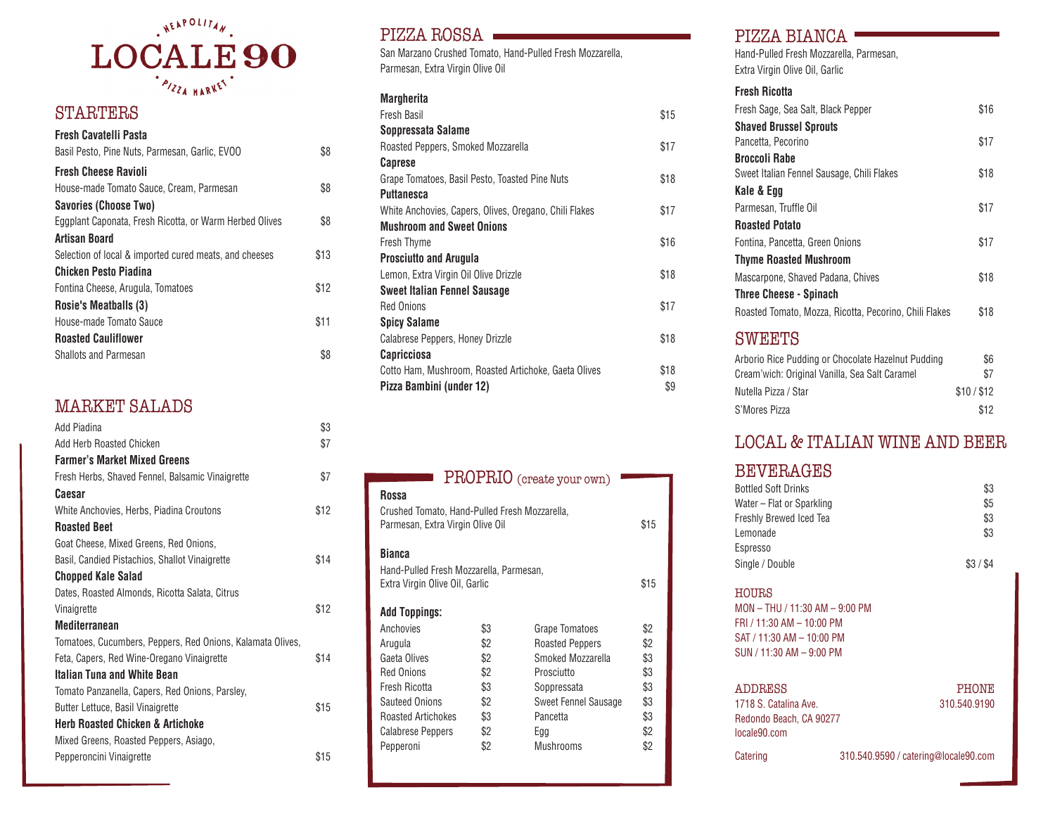# NEAPOLITAN LOCALE 90 PIZZA MARKET

## STARTERS

**Fresh Cavatelli Pasta**
Basil Pesto, Pine Nuts, Parmesan, Garlic, EVOO — $8

**Fresh Cheese Ravioli**
House-made Tomato Sauce, Cream, Parmesan — $8

**Savories (Choose Two)**
Eggplant Caponata, Fresh Ricotta, or Warm Herbed Olives — $8

**Artisan Board**
Selection of local & imported cured meats, and cheeses — $13

**Chicken Pesto Piadina**
Fontina Cheese, Arugula, Tomatoes — $12

**Rosie's Meatballs (3)**
House-made Tomato Sauce — $11

**Roasted Cauliflower**
Shallots and Parmesan — $8

## MARKET SALADS

Add Piadina — $3
Add Herb Roasted Chicken — $7

**Farmer's Market Mixed Greens**
Fresh Herbs, Shaved Fennel, Balsamic Vinaigrette — $7

**Caesar**
White Anchovies, Herbs, Piadina Croutons — $12

**Roasted Beet**
Goat Cheese, Mixed Greens, Red Onions, Basil, Candied Pistachios, Shallot Vinaigrette — $14

**Chopped Kale Salad**
Dates, Roasted Almonds, Ricotta Salata, Citrus Vinaigrette — $12

**Mediterranean**
Tomatoes, Cucumbers, Peppers, Red Onions, Kalamata Olives, Feta, Capers, Red Wine-Oregano Vinaigrette — $14

**Italian Tuna and White Bean**
Tomato Panzanella, Capers, Red Onions, Parsley, Butter Lettuce, Basil Vinaigrette — $15

**Herb Roasted Chicken & Artichoke**
Mixed Greens, Roasted Peppers, Asiago, Pepperoncini Vinaigrette — $15

## PIZZA ROSSA

San Marzano Crushed Tomato, Hand-Pulled Fresh Mozzarella, Parmesan, Extra Virgin Olive Oil

**Margherita**
Fresh Basil — $15

**Soppressata Salame**
Roasted Peppers, Smoked Mozzarella — $17

**Caprese**
Grape Tomatoes, Basil Pesto, Toasted Pine Nuts — $18

**Puttanesca**
White Anchovies, Capers, Olives, Oregano, Chili Flakes — $17

**Mushroom and Sweet Onions**
Fresh Thyme — $16

**Prosciutto and Arugula**
Lemon, Extra Virgin Oil Olive Drizzle — $18

**Sweet Italian Fennel Sausage**
Red Onions — $17

**Spicy Salame**
Calabrese Peppers, Honey Drizzle — $18

**Capricciosa**
Cotto Ham, Mushroom, Roasted Artichoke, Gaeta Olives — $18

**Pizza Bambini (under 12)** — $9

## PROPRIO (create your own)

**Rossa**
Crushed Tomato, Hand-Pulled Fresh Mozzarella, Parmesan, Extra Virgin Olive Oil — $15

**Bianca**
Hand-Pulled Fresh Mozzarella, Parmesan, Extra Virgin Olive Oil, Garlic — $15

**Add Toppings:**

| | | | |
|---|---|---|---|
| Anchovies | $3 | Grape Tomatoes | $2 |
| Arugula | $2 | Roasted Peppers | $2 |
| Gaeta Olives | $2 | Smoked Mozzarella | $3 |
| Red Onions | $2 | Prosciutto | $3 |
| Fresh Ricotta | $3 | Soppressata | $3 |
| Sauteed Onions | $2 | Sweet Fennel Sausage | $3 |
| Roasted Artichokes | $3 | Pancetta | $3 |
| Calabrese Peppers | $2 | Egg | $2 |
| Pepperoni | $2 | Mushrooms | $2 |

## PIZZA BIANCA

Hand-Pulled Fresh Mozzarella, Parmesan, Extra Virgin Olive Oil, Garlic

**Fresh Ricotta**
Fresh Sage, Sea Salt, Black Pepper — $16

**Shaved Brussel Sprouts**
Pancetta, Pecorino — $17

**Broccoli Rabe**
Sweet Italian Fennel Sausage, Chili Flakes — $18

**Kale & Egg**
Parmesan, Truffle Oil — $17

**Roasted Potato**
Fontina, Pancetta, Green Onions — $17

**Thyme Roasted Mushroom**
Mascarpone, Shaved Padana, Chives — $18

**Three Cheese - Spinach**
Roasted Tomato, Mozza, Ricotta, Pecorino, Chili Flakes — $18

## SWEETS

Arborio Rice Pudding or Chocolate Hazelnut Pudding — $6
Cream'wich: Original Vanilla, Sea Salt Caramel — $7
Nutella Pizza / Star — $10 / $12
S'Mores Pizza — $12

## LOCAL & ITALIAN WINE AND BEER

## BEVERAGES

Bottled Soft Drinks — $3
Water – Flat or Sparkling — $5
Freshly Brewed Iced Tea — $3
Lemonade — $3
Espresso
Single / Double — $3 / $4

### HOURS

MON – THU / 11:30 AM – 9:00 PM
FRI / 11:30 AM – 10:00 PM
SAT / 11:30 AM – 10:00 PM
SUN / 11:30 AM – 9:00 PM

### ADDRESS

1718 S. Catalina Ave.
Redondo Beach, CA 90277
locale90.com

### PHONE

310.540.9190

Catering — 310.540.9590 / catering@locale90.com